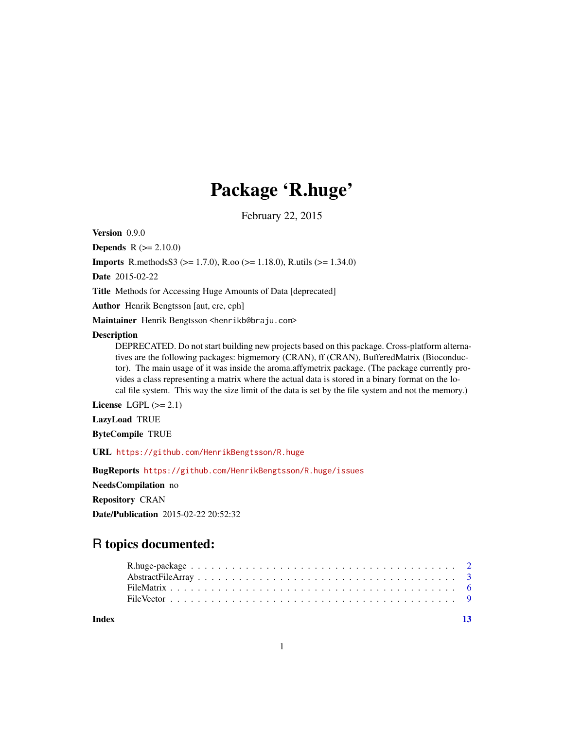# Package 'R.huge'

February 22, 2015

**Version** 0.9.0

**Depends** R (>= 2.10.0)

**Imports** R.methodsS3 (>= 1.7.0), R.oo (>= 1.18.0), R.utils (>= 1.34.0)

**Date** 2015-02-22

**Title** Methods for Accessing Huge Amounts of Data [deprecated]

**Author** Henrik Bengtsson [aut, cre, cph]

**Maintainer** Henrik Bengtsson <henrikb@braju.com>

**Description**
DEPRECATED. Do not start building new projects based on this package. Cross-platform alternatives are the following packages: bigmemory (CRAN), ff (CRAN), BufferedMatrix (Bioconductor). The main usage of it was inside the aroma.affymetrix package. (The package currently provides a class representing a matrix where the actual data is stored in a binary format on the local file system. This way the size limit of the data is set by the file system and not the memory.)

**License** LGPL (>= 2.1)

**LazyLoad** TRUE

**ByteCompile** TRUE

**URL** https://github.com/HenrikBengtsson/R.huge

**BugReports** https://github.com/HenrikBengtsson/R.huge/issues

**NeedsCompilation** no

**Repository** CRAN

**Date/Publication** 2015-02-22 20:52:32

## R topics documented:

- R.huge-package . . . . . . . . . . . . . . . . . . . . . . . . . . . . . . . . . . . . . 2
- AbstractFileArray . . . . . . . . . . . . . . . . . . . . . . . . . . . . . . . . . . . . 3
- FileMatrix . . . . . . . . . . . . . . . . . . . . . . . . . . . . . . . . . . . . . . . . 6
- FileVector . . . . . . . . . . . . . . . . . . . . . . . . . . . . . . . . . . . . . . . . 9

**Index** 13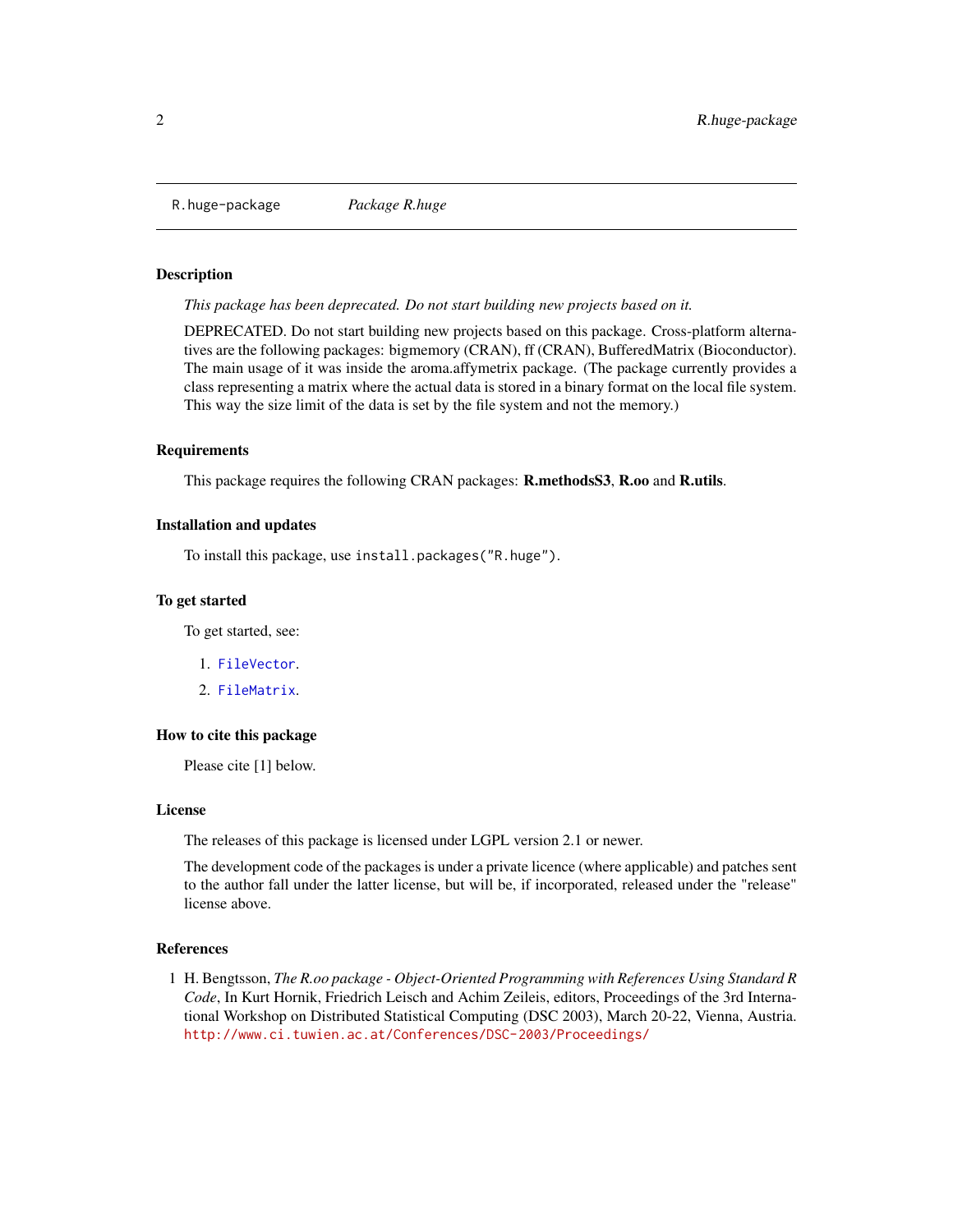## R.huge-package — *Package R.huge*

### Description

*This package has been deprecated. Do not start building new projects based on it.*

DEPRECATED. Do not start building new projects based on this package. Cross-platform alternatives are the following packages: bigmemory (CRAN), ff (CRAN), BufferedMatrix (Bioconductor). The main usage of it was inside the aroma.affymetrix package. (The package currently provides a class representing a matrix where the actual data is stored in a binary format on the local file system. This way the size limit of the data is set by the file system and not the memory.)

### Requirements

This package requires the following CRAN packages: **R.methodsS3**, **R.oo** and **R.utils**.

### Installation and updates

To install this package, use `install.packages("R.huge")`.

### To get started

To get started, see:

1. `FileVector`.
2. `FileMatrix`.

### How to cite this package

Please cite [1] below.

### License

The releases of this package is licensed under LGPL version 2.1 or newer.

The development code of the packages is under a private licence (where applicable) and patches sent to the author fall under the latter license, but will be, if incorporated, released under the "release" license above.

### References

[1] H. Bengtsson, *The R.oo package - Object-Oriented Programming with References Using Standard R Code*, In Kurt Hornik, Friedrich Leisch and Achim Zeileis, editors, Proceedings of the 3rd International Workshop on Distributed Statistical Computing (DSC 2003), March 20-22, Vienna, Austria. http://www.ci.tuwien.ac.at/Conferences/DSC-2003/Proceedings/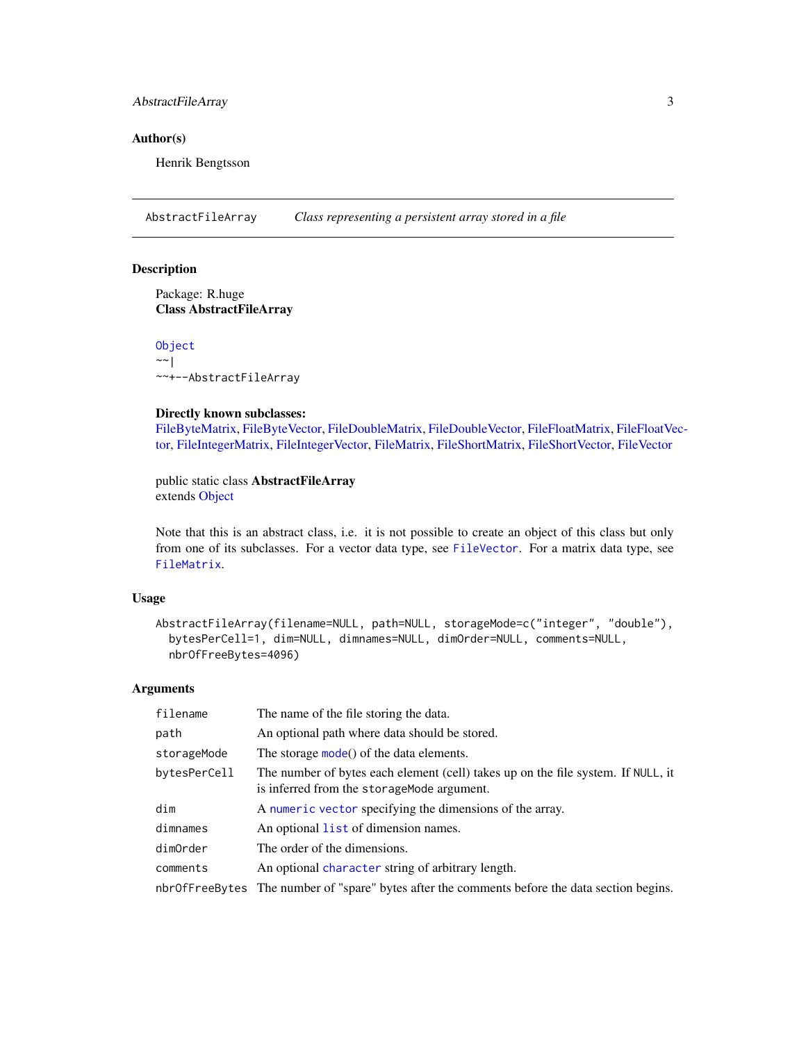## Author(s)

Henrik Bengtsson

---

`AbstractFileArray` *Class representing a persistent array stored in a file*

---

## Description

Package: R.huge
**Class AbstractFileArray**

```
Object
~~|
~~+--AbstractFileArray
```

**Directly known subclasses:**
FileByteMatrix, FileByteVector, FileDoubleMatrix, FileDoubleVector, FileFloatMatrix, FileFloatVector, FileIntegerMatrix, FileIntegerVector, FileMatrix, FileShortMatrix, FileShortVector, FileVector

public static class **AbstractFileArray**
extends Object

Note that this is an abstract class, i.e. it is not possible to create an object of this class but only from one of its subclasses. For a vector data type, see `FileVector`. For a matrix data type, see `FileMatrix`.

## Usage

```
AbstractFileArray(filename=NULL, path=NULL, storageMode=c("integer", "double"),
  bytesPerCell=1, dim=NULL, dimnames=NULL, dimOrder=NULL, comments=NULL,
  nbrOfFreeBytes=4096)
```

## Arguments

| | |
|---|---|
| `filename` | The name of the file storing the data. |
| `path` | An optional path where data should be stored. |
| `storageMode` | The storage `mode`() of the data elements. |
| `bytesPerCell` | The number of bytes each element (cell) takes up on the file system. If `NULL`, it is inferred from the `storageMode` argument. |
| `dim` | A `numeric` `vector` specifying the dimensions of the array. |
| `dimnames` | An optional `list` of dimension names. |
| `dimOrder` | The order of the dimensions. |
| `comments` | An optional `character` string of arbitrary length. |
| `nbrOfFreeBytes` | The number of "spare" bytes after the comments before the data section begins. |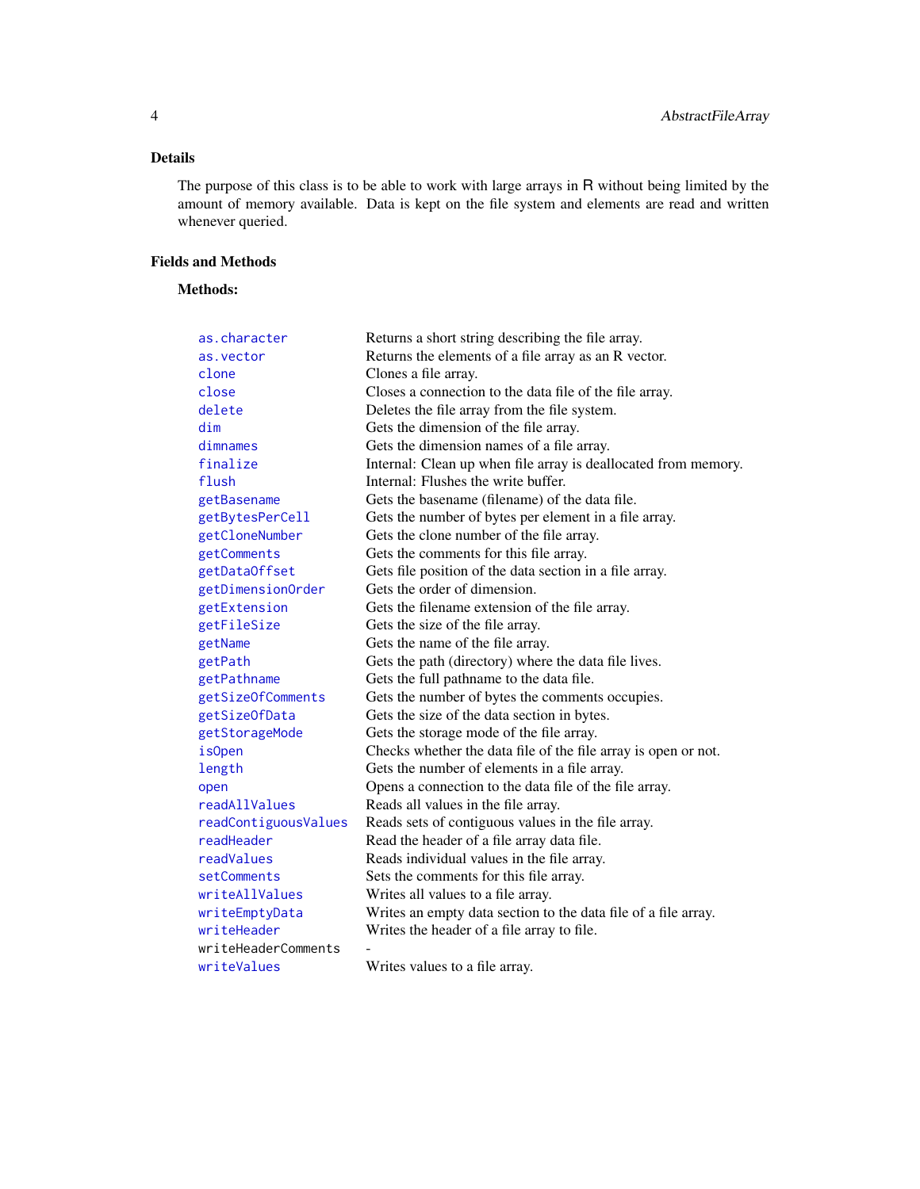## Details

The purpose of this class is to be able to work with large arrays in R without being limited by the amount of memory available. Data is kept on the file system and elements are read and written whenever queried.

## Fields and Methods

**Methods:**

| | |
|---|---|
| `as.character` | Returns a short string describing the file array. |
| `as.vector` | Returns the elements of a file array as an R vector. |
| `clone` | Clones a file array. |
| `close` | Closes a connection to the data file of the file array. |
| `delete` | Deletes the file array from the file system. |
| `dim` | Gets the dimension of the file array. |
| `dimnames` | Gets the dimension names of a file array. |
| `finalize` | Internal: Clean up when file array is deallocated from memory. |
| `flush` | Internal: Flushes the write buffer. |
| `getBasename` | Gets the basename (filename) of the data file. |
| `getBytesPerCell` | Gets the number of bytes per element in a file array. |
| `getCloneNumber` | Gets the clone number of the file array. |
| `getComments` | Gets the comments for this file array. |
| `getDataOffset` | Gets file position of the data section in a file array. |
| `getDimensionOrder` | Gets the order of dimension. |
| `getExtension` | Gets the filename extension of the file array. |
| `getFileSize` | Gets the size of the file array. |
| `getName` | Gets the name of the file array. |
| `getPath` | Gets the path (directory) where the data file lives. |
| `getPathname` | Gets the full pathname to the data file. |
| `getSizeOfComments` | Gets the number of bytes the comments occupies. |
| `getSizeOfData` | Gets the size of the data section in bytes. |
| `getStorageMode` | Gets the storage mode of the file array. |
| `isOpen` | Checks whether the data file of the file array is open or not. |
| `length` | Gets the number of elements in a file array. |
| `open` | Opens a connection to the data file of the file array. |
| `readAllValues` | Reads all values in the file array. |
| `readContiguousValues` | Reads sets of contiguous values in the file array. |
| `readHeader` | Read the header of a file array data file. |
| `readValues` | Reads individual values in the file array. |
| `setComments` | Sets the comments for this file array. |
| `writeAllValues` | Writes all values to a file array. |
| `writeEmptyData` | Writes an empty data section to the data file of a file array. |
| `writeHeader` | Writes the header of a file array to file. |
| `writeHeaderComments` | - |
| `writeValues` | Writes values to a file array. |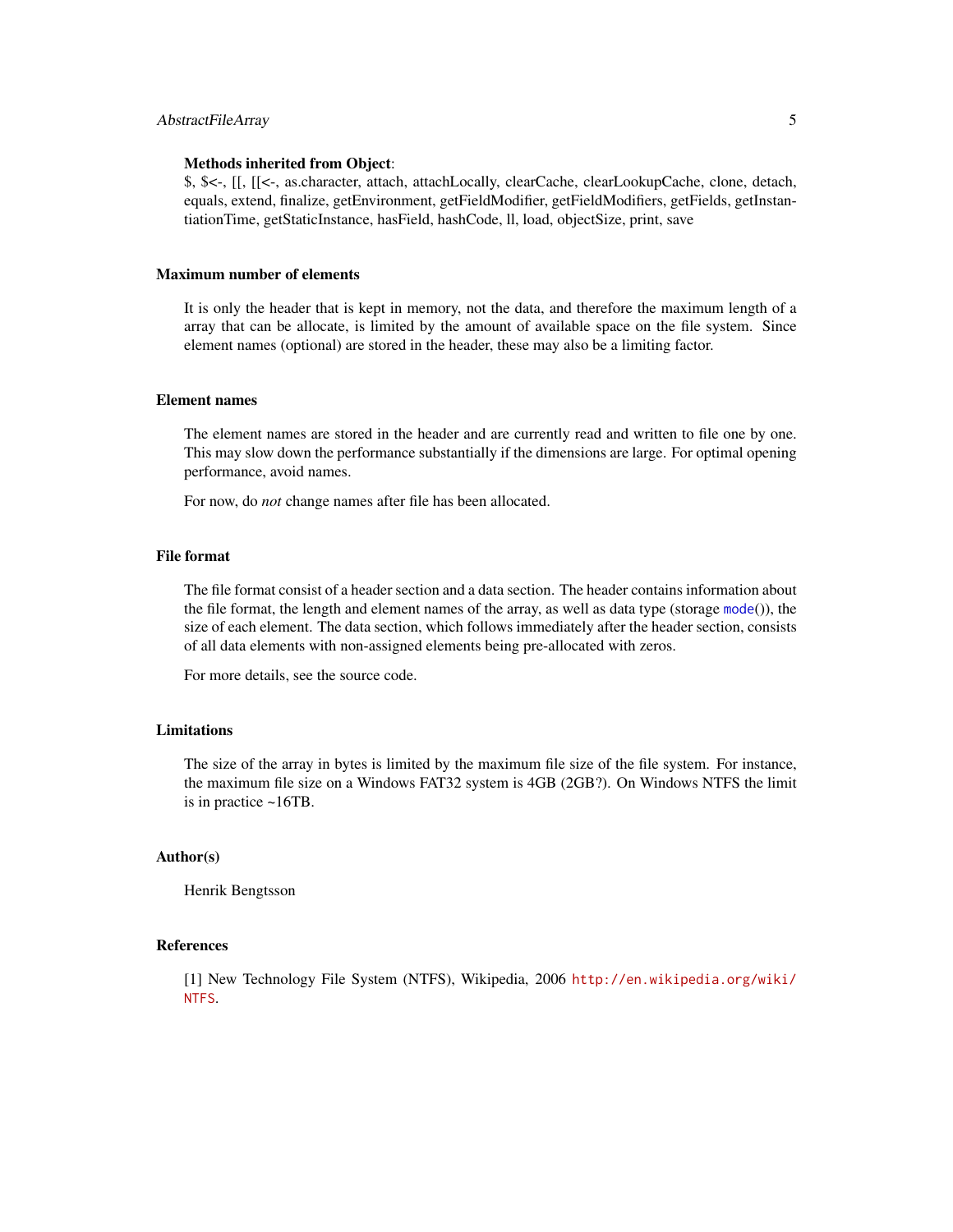**Methods inherited from Object**:
$, $<-, [[, [[<-, as.character, attach, attachLocally, clearCache, clearLookupCache, clone, detach, equals, extend, finalize, getEnvironment, getFieldModifier, getFieldModifiers, getFields, getInstantiationTime, getStaticInstance, hasField, hashCode, ll, load, objectSize, print, save

## Maximum number of elements

It is only the header that is kept in memory, not the data, and therefore the maximum length of a array that can be allocate, is limited by the amount of available space on the file system. Since element names (optional) are stored in the header, these may also be a limiting factor.

## Element names

The element names are stored in the header and are currently read and written to file one by one. This may slow down the performance substantially if the dimensions are large. For optimal opening performance, avoid names.

For now, do *not* change names after file has been allocated.

## File format

The file format consist of a header section and a data section. The header contains information about the file format, the length and element names of the array, as well as data type (storage `mode()`), the size of each element. The data section, which follows immediately after the header section, consists of all data elements with non-assigned elements being pre-allocated with zeros.

For more details, see the source code.

## Limitations

The size of the array in bytes is limited by the maximum file size of the file system. For instance, the maximum file size on a Windows FAT32 system is 4GB (2GB?). On Windows NTFS the limit is in practice ~16TB.

## Author(s)

Henrik Bengtsson

## References

[1] New Technology File System (NTFS), Wikipedia, 2006 http://en.wikipedia.org/wiki/NTFS.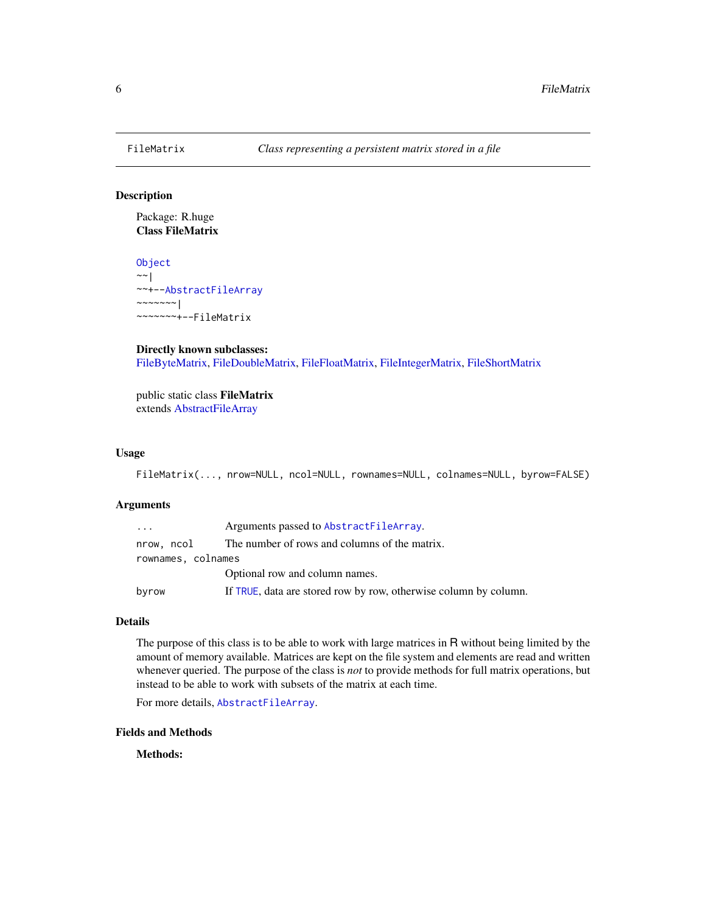FileMatrix *Class representing a persistent matrix stored in a file*

## Description

Package: R.huge
**Class FileMatrix**

```
Object
~~|
~~+--AbstractFileArray
~~~~~~~|
~~~~~~~+--FileMatrix
```

**Directly known subclasses:**
FileByteMatrix, FileDoubleMatrix, FileFloatMatrix, FileIntegerMatrix, FileShortMatrix

public static class **FileMatrix**
extends AbstractFileArray

## Usage

```
FileMatrix(..., nrow=NULL, ncol=NULL, rownames=NULL, colnames=NULL, byrow=FALSE)
```

## Arguments

| | |
|---|---|
| `...` | Arguments passed to `AbstractFileArray`. |
| `nrow, ncol` | The number of rows and columns of the matrix. |
| `rownames, colnames` | Optional row and column names. |
| `byrow` | If `TRUE`, data are stored row by row, otherwise column by column. |

## Details

The purpose of this class is to be able to work with large matrices in R without being limited by the amount of memory available. Matrices are kept on the file system and elements are read and written whenever queried. The purpose of the class is *not* to provide methods for full matrix operations, but instead to be able to work with subsets of the matrix at each time.

For more details, `AbstractFileArray`.

## Fields and Methods

**Methods:**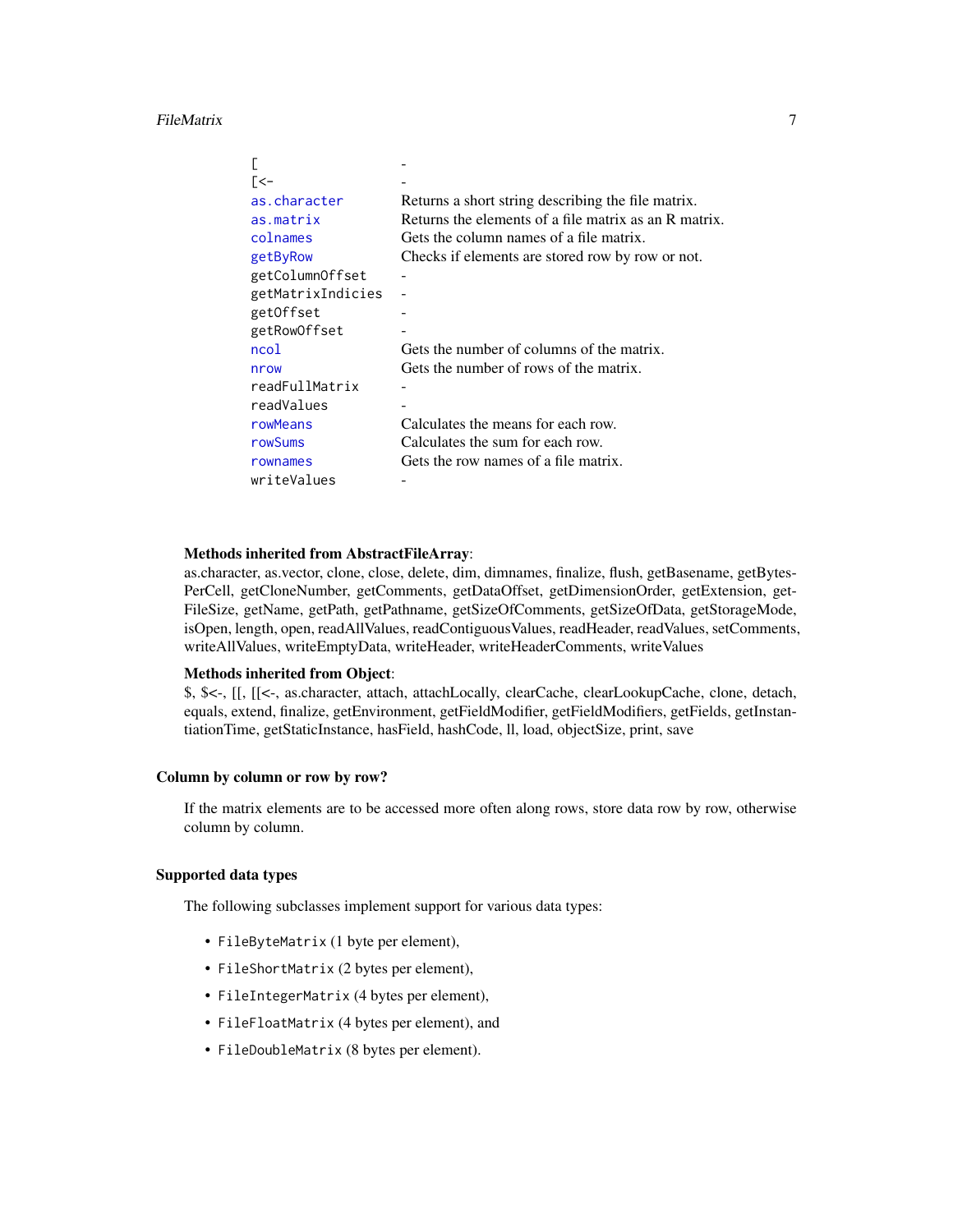| | |
|---|---|
| `[` | - |
| `[<-` | - |
| `as.character` | Returns a short string describing the file matrix. |
| `as.matrix` | Returns the elements of a file matrix as an R matrix. |
| `colnames` | Gets the column names of a file matrix. |
| `getByRow` | Checks if elements are stored row by row or not. |
| `getColumnOffset` | - |
| `getMatrixIndicies` | - |
| `getOffset` | - |
| `getRowOffset` | - |
| `ncol` | Gets the number of columns of the matrix. |
| `nrow` | Gets the number of rows of the matrix. |
| `readFullMatrix` | - |
| `readValues` | - |
| `rowMeans` | Calculates the means for each row. |
| `rowSums` | Calculates the sum for each row. |
| `rownames` | Gets the row names of a file matrix. |
| `writeValues` | - |

**Methods inherited from AbstractFileArray**:
as.character, as.vector, clone, close, delete, dim, dimnames, finalize, flush, getBasename, getBytesPerCell, getCloneNumber, getComments, getDataOffset, getDimensionOrder, getExtension, getFileSize, getName, getPath, getPathname, getSizeOfComments, getSizeOfData, getStorageMode, isOpen, length, open, readAllValues, readContiguousValues, readHeader, readValues, setComments, writeAllValues, writeEmptyData, writeHeader, writeHeaderComments, writeValues

**Methods inherited from Object**:
$, $<-, [[, [[<-, as.character, attach, attachLocally, clearCache, clearLookupCache, clone, detach, equals, extend, finalize, getEnvironment, getFieldModifier, getFieldModifiers, getFields, getInstantiationTime, getStaticInstance, hasField, hashCode, ll, load, objectSize, print, save

### Column by column or row by row?

If the matrix elements are to be accessed more often along rows, store data row by row, otherwise column by column.

### Supported data types

The following subclasses implement support for various data types:

- `FileByteMatrix` (1 byte per element),
- `FileShortMatrix` (2 bytes per element),
- `FileIntegerMatrix` (4 bytes per element),
- `FileFloatMatrix` (4 bytes per element), and
- `FileDoubleMatrix` (8 bytes per element).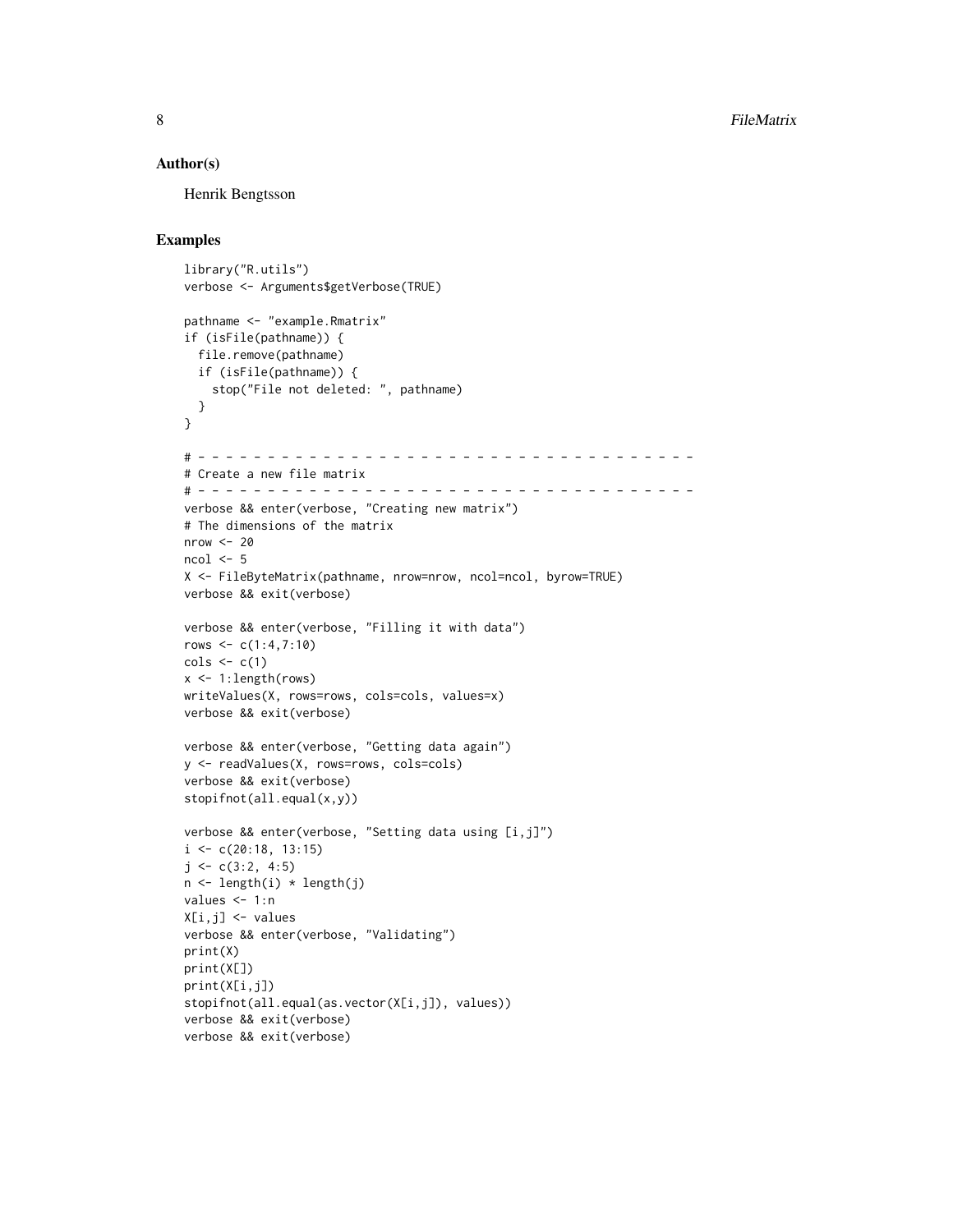## Author(s)

Henrik Bengtsson

## Examples

```
library("R.utils")
verbose <- Arguments$getVerbose(TRUE)

pathname <- "example.Rmatrix"
if (isFile(pathname)) {
  file.remove(pathname)
  if (isFile(pathname)) {
    stop("File not deleted: ", pathname)
  }
}

# - - - - - - - - - - - - - - - - - - - - - - - - - - - - - - - - - - - -
# Create a new file matrix
# - - - - - - - - - - - - - - - - - - - - - - - - - - - - - - - - - - - -
verbose && enter(verbose, "Creating new matrix")
# The dimensions of the matrix
nrow <- 20
ncol <- 5
X <- FileByteMatrix(pathname, nrow=nrow, ncol=ncol, byrow=TRUE)
verbose && exit(verbose)

verbose && enter(verbose, "Filling it with data")
rows <- c(1:4,7:10)
cols <- c(1)
x <- 1:length(rows)
writeValues(X, rows=rows, cols=cols, values=x)
verbose && exit(verbose)

verbose && enter(verbose, "Getting data again")
y <- readValues(X, rows=rows, cols=cols)
verbose && exit(verbose)
stopifnot(all.equal(x,y))

verbose && enter(verbose, "Setting data using [i,j]")
i <- c(20:18, 13:15)
j <- c(3:2, 4:5)
n <- length(i) * length(j)
values <- 1:n
X[i,j] <- values
verbose && enter(verbose, "Validating")
print(X)
print(X[])
print(X[i,j])
stopifnot(all.equal(as.vector(X[i,j]), values))
verbose && exit(verbose)
verbose && exit(verbose)
```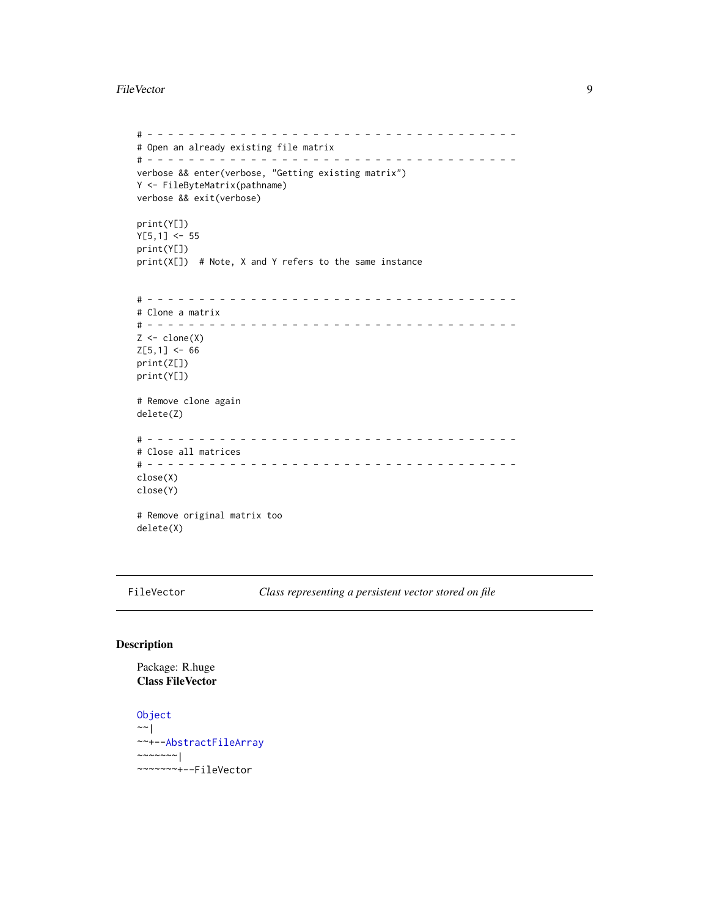```
# - - - - - - - - - - - - - - - - - - - - - - - - - - - - - - - - - - - -
# Open an already existing file matrix
# - - - - - - - - - - - - - - - - - - - - - - - - - - - - - - - - - - - -
verbose && enter(verbose, "Getting existing matrix")
Y <- FileByteMatrix(pathname)
verbose && exit(verbose)

print(Y[])
Y[5,1] <- 55
print(Y[])
print(X[])  # Note, X and Y refers to the same instance


# - - - - - - - - - - - - - - - - - - - - - - - - - - - - - - - - - - - -
# Clone a matrix
# - - - - - - - - - - - - - - - - - - - - - - - - - - - - - - - - - - - -
Z <- clone(X)
Z[5,1] <- 66
print(Z[])
print(Y[])

# Remove clone again
delete(Z)

# - - - - - - - - - - - - - - - - - - - - - - - - - - - - - - - - - - - -
# Close all matrices
# - - - - - - - - - - - - - - - - - - - - - - - - - - - - - - - - - - - -
close(X)
close(Y)

# Remove original matrix too
delete(X)
```

---

FileVector *Class representing a persistent vector stored on file*

---

## Description

Package: R.huge
**Class FileVector**

```
Object
~~|
~~+--AbstractFileArray
~~~~~~~|
~~~~~~~+--FileVector
```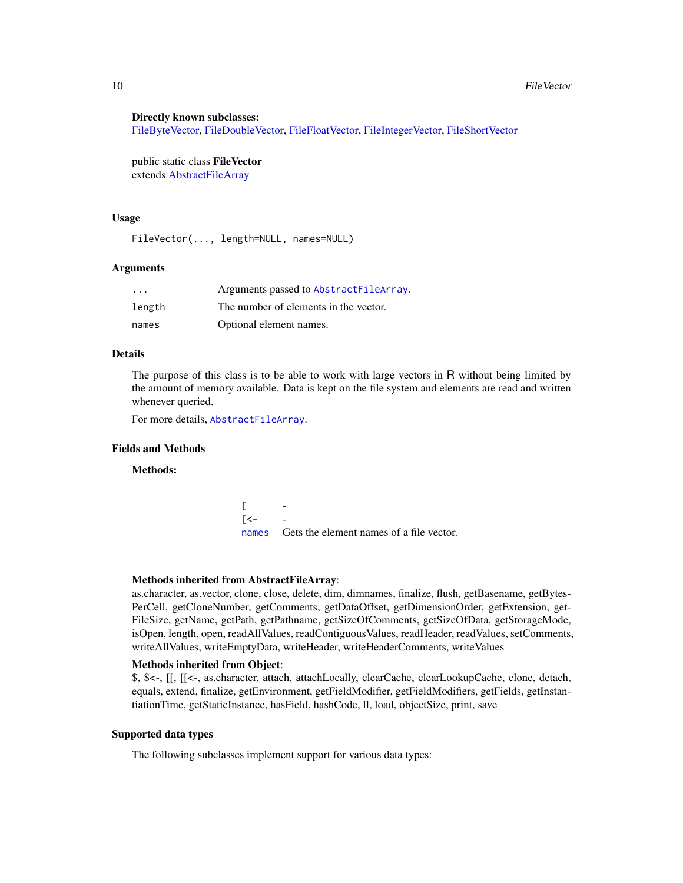**Directly known subclasses:**
FileByteVector, FileDoubleVector, FileFloatVector, FileIntegerVector, FileShortVector

public static class **FileVector**
extends AbstractFileArray

## Usage

```
FileVector(..., length=NULL, names=NULL)
```

## Arguments

| | |
|---|---|
| `...` | Arguments passed to `AbstractFileArray`. |
| `length` | The number of elements in the vector. |
| `names` | Optional element names. |

## Details

The purpose of this class is to be able to work with large vectors in R without being limited by the amount of memory available. Data is kept on the file system and elements are read and written whenever queried.

For more details, `AbstractFileArray`.

## Fields and Methods

**Methods:**

| | |
|---|---|
| `[` | - |
| `[<-` | - |
| `names` | Gets the element names of a file vector. |

**Methods inherited from AbstractFileArray**:
as.character, as.vector, clone, close, delete, dim, dimnames, finalize, flush, getBasename, getBytesPerCell, getCloneNumber, getComments, getDataOffset, getDimensionOrder, getExtension, getFileSize, getName, getPath, getPathname, getSizeOfComments, getSizeOfData, getStorageMode, isOpen, length, open, readAllValues, readContiguousValues, readHeader, readValues, setComments, writeAllValues, writeEmptyData, writeHeader, writeHeaderComments, writeValues

**Methods inherited from Object**:
$, $<-, [[, [[<-, as.character, attach, attachLocally, clearCache, clearLookupCache, clone, detach, equals, extend, finalize, getEnvironment, getFieldModifier, getFieldModifiers, getFields, getInstantiationTime, getStaticInstance, hasField, hashCode, ll, load, objectSize, print, save

## Supported data types

The following subclasses implement support for various data types: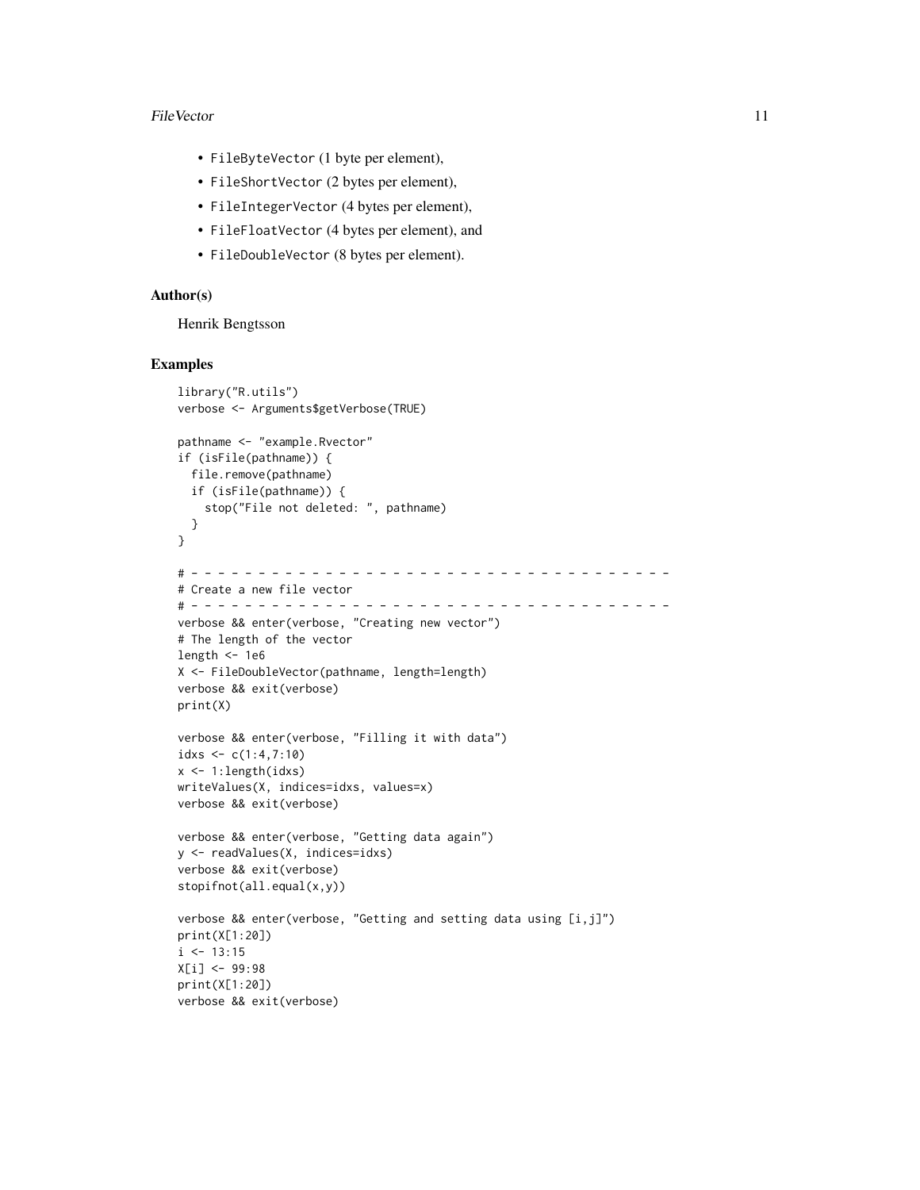- `FileByteVector` (1 byte per element),
- `FileShortVector` (2 bytes per element),
- `FileIntegerVector` (4 bytes per element),
- `FileFloatVector` (4 bytes per element), and
- `FileDoubleVector` (8 bytes per element).

## Author(s)

Henrik Bengtsson

## Examples

```
library("R.utils")
verbose <- Arguments$getVerbose(TRUE)

pathname <- "example.Rvector"
if (isFile(pathname)) {
  file.remove(pathname)
  if (isFile(pathname)) {
    stop("File not deleted: ", pathname)
  }
}

# - - - - - - - - - - - - - - - - - - - - - - - - - - - - - - - - - - - -
# Create a new file vector
# - - - - - - - - - - - - - - - - - - - - - - - - - - - - - - - - - - - -
verbose && enter(verbose, "Creating new vector")
# The length of the vector
length <- 1e6
X <- FileDoubleVector(pathname, length=length)
verbose && exit(verbose)
print(X)

verbose && enter(verbose, "Filling it with data")
idxs <- c(1:4,7:10)
x <- 1:length(idxs)
writeValues(X, indices=idxs, values=x)
verbose && exit(verbose)

verbose && enter(verbose, "Getting data again")
y <- readValues(X, indices=idxs)
verbose && exit(verbose)
stopifnot(all.equal(x,y))

verbose && enter(verbose, "Getting and setting data using [i,j]")
print(X[1:20])
i <- 13:15
X[i] <- 99:98
print(X[1:20])
verbose && exit(verbose)
```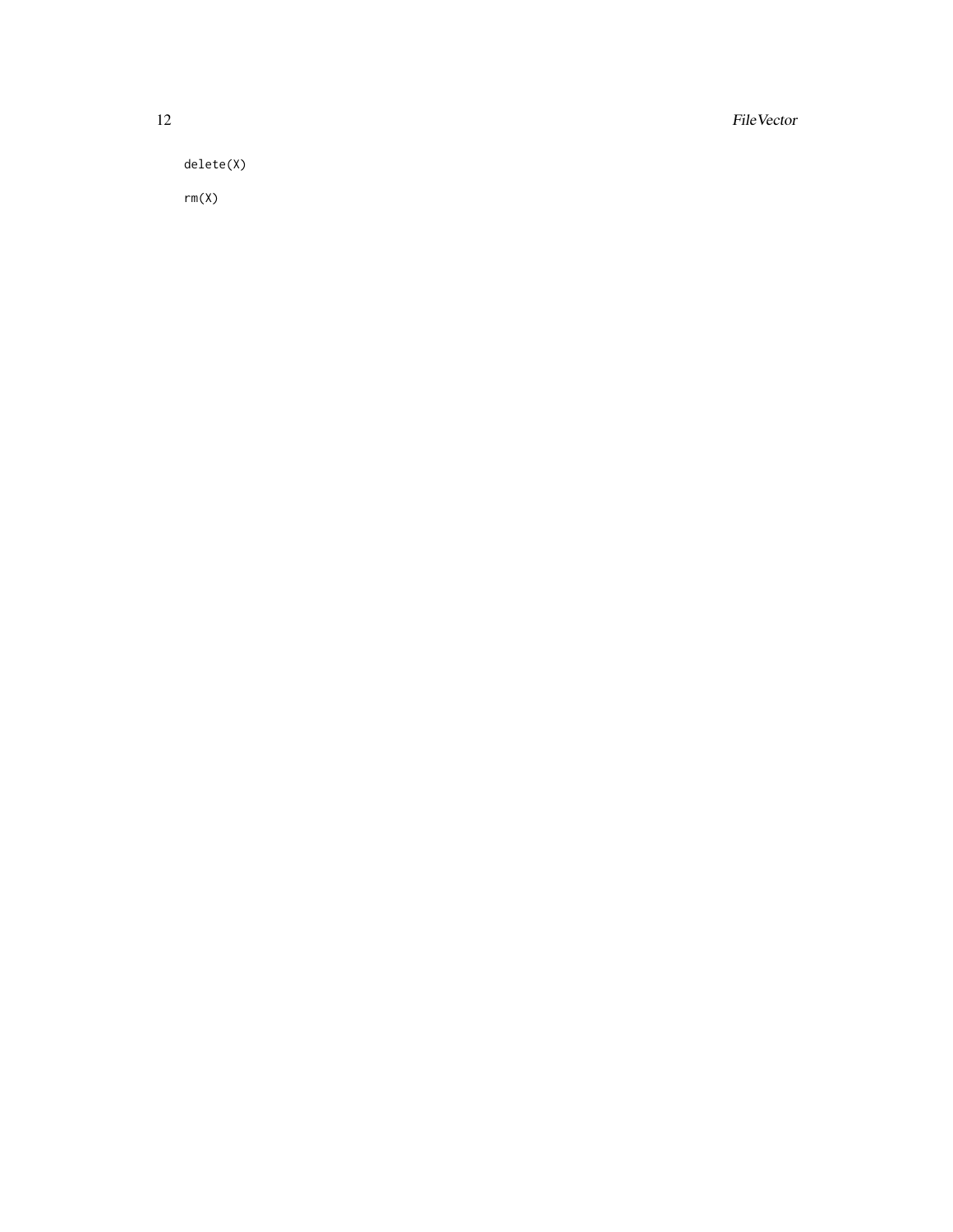```
delete(X)

rm(X)
```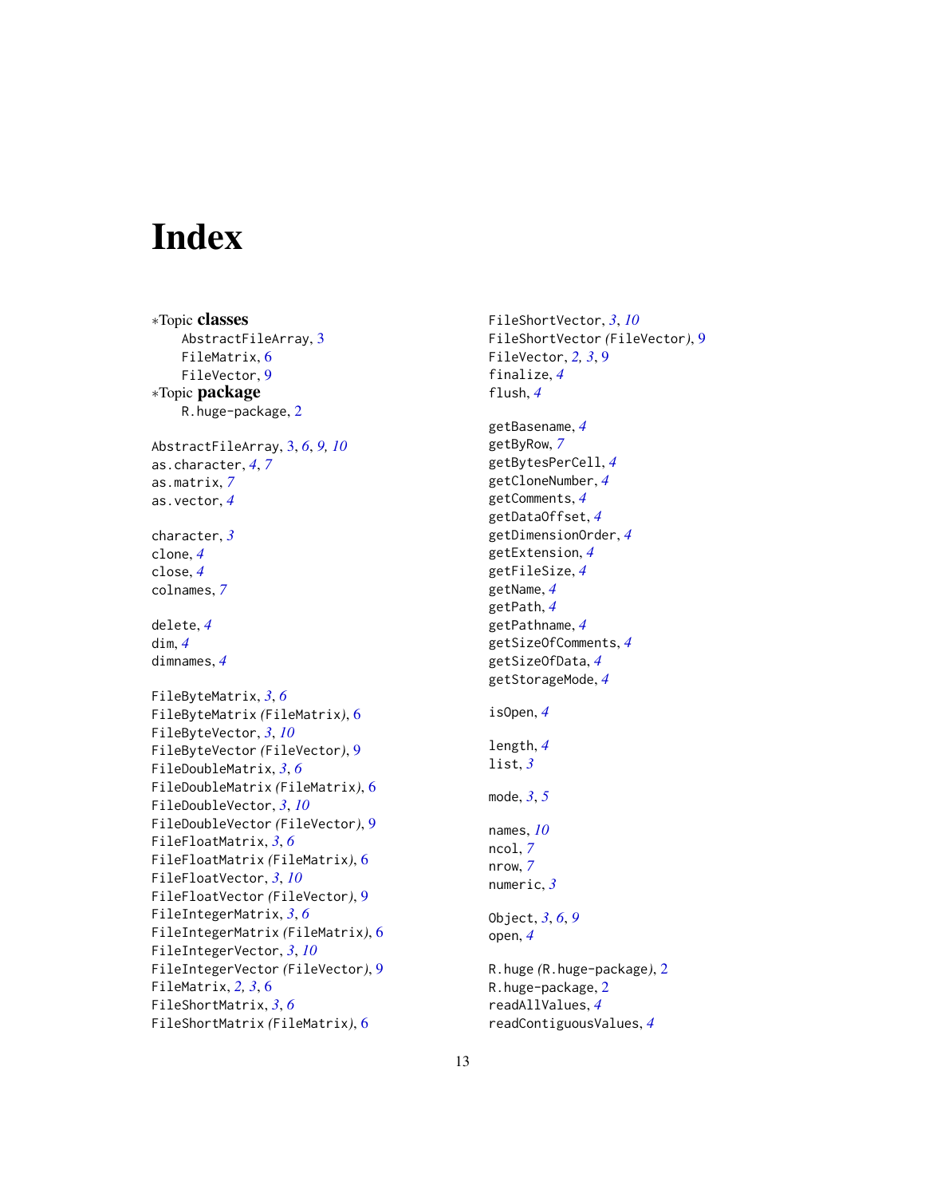# Index

∗Topic **classes**
- AbstractFileArray, 3
- FileMatrix, 6
- FileVector, 9

∗Topic **package**
- R.huge-package, 2

AbstractFileArray, 3, *6*, *9, 10*
as.character, *4*, *7*
as.matrix, *7*
as.vector, *4*

character, *3*
clone, *4*
close, *4*
colnames, *7*

delete, *4*
dim, *4*
dimnames, *4*

FileByteMatrix, *3*, *6*
FileByteMatrix *(*FileMatrix*)*, 6
FileByteVector, *3*, *10*
FileByteVector *(*FileVector*)*, 9
FileDoubleMatrix, *3*, *6*
FileDoubleMatrix *(*FileMatrix*)*, 6
FileDoubleVector, *3*, *10*
FileDoubleVector *(*FileVector*)*, 9
FileFloatMatrix, *3*, *6*
FileFloatMatrix *(*FileMatrix*)*, 6
FileFloatVector, *3*, *10*
FileFloatVector *(*FileVector*)*, 9
FileIntegerMatrix, *3*, *6*
FileIntegerMatrix *(*FileMatrix*)*, 6
FileIntegerVector, *3*, *10*
FileIntegerVector *(*FileVector*)*, 9
FileMatrix, *2, 3*, 6
FileShortMatrix, *3*, *6*
FileShortMatrix *(*FileMatrix*)*, 6
FileShortVector, *3*, *10*
FileShortVector *(*FileVector*)*, 9
FileVector, *2, 3*, 9
finalize, *4*
flush, *4*

getBasename, *4*
getByRow, *7*
getBytesPerCell, *4*
getCloneNumber, *4*
getComments, *4*
getDataOffset, *4*
getDimensionOrder, *4*
getExtension, *4*
getFileSize, *4*
getName, *4*
getPath, *4*
getPathname, *4*
getSizeOfComments, *4*
getSizeOfData, *4*
getStorageMode, *4*

isOpen, *4*

length, *4*
list, *3*

mode, *3*, *5*

names, *10*
ncol, *7*
nrow, *7*
numeric, *3*

Object, *3*, *6*, *9*
open, *4*

R.huge *(*R.huge-package*)*, 2
R.huge-package, 2
readAllValues, *4*
readContiguousValues, *4*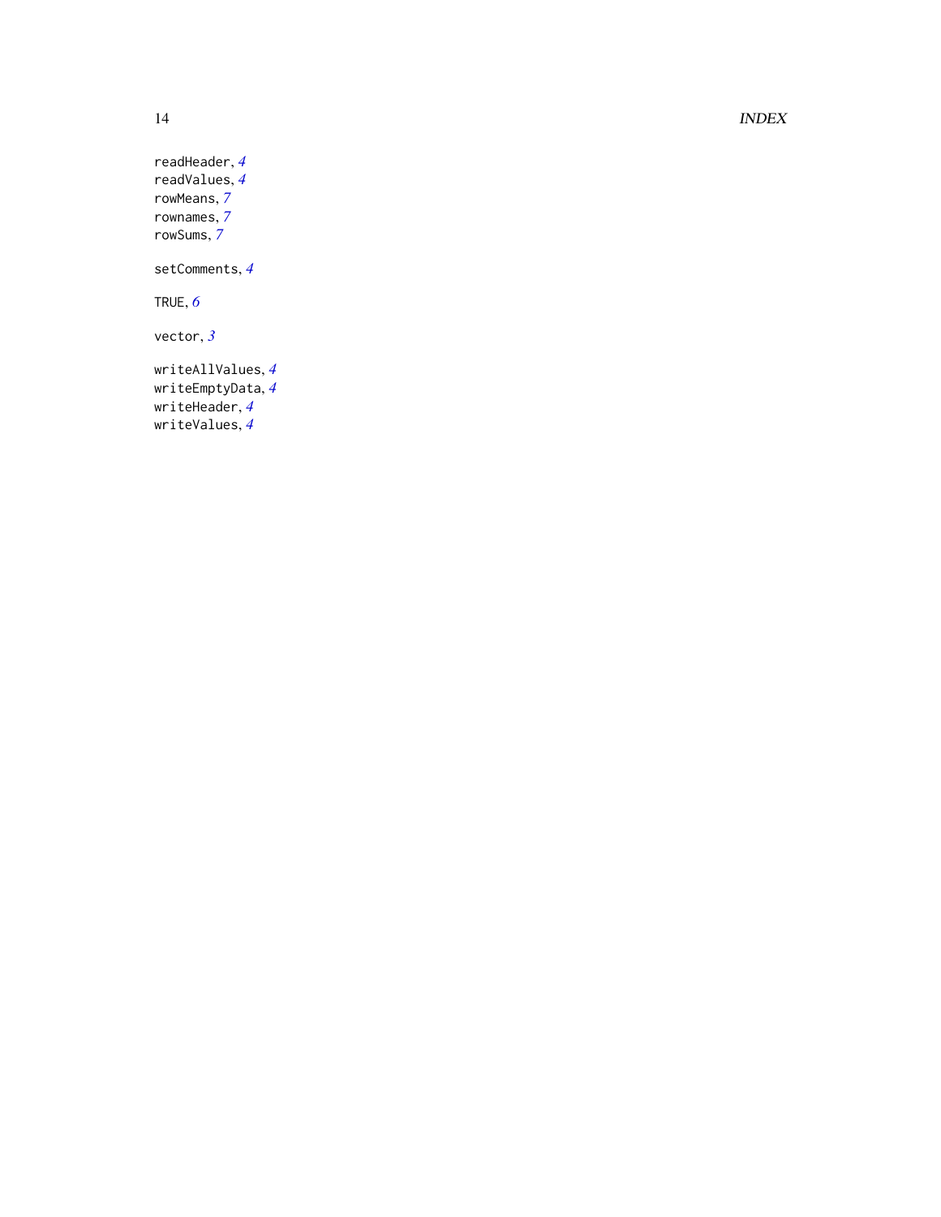readHeader, *4*
readValues, *4*
rowMeans, *7*
rownames, *7*
rowSums, *7*

setComments, *4*

TRUE, *6*

vector, *3*

writeAllValues, *4*
writeEmptyData, *4*
writeHeader, *4*
writeValues, *4*